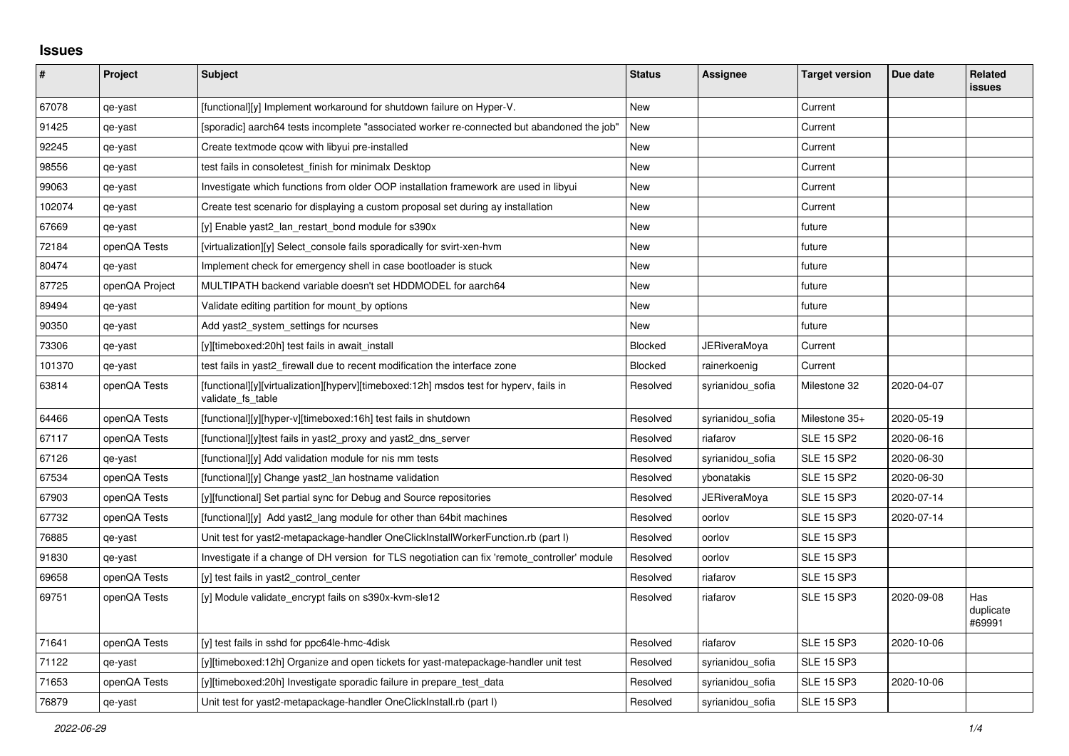## Issues

| # | Project | Subject | Status | Assignee | Target version | Due date | Related issues |
|---|---|---|---|---|---|---|---|
| 67078 | qe-yast | [functional][y] Implement workaround for shutdown failure on Hyper-V. | New | | Current | | |
| 91425 | qe-yast | [sporadic] aarch64 tests incomplete "associated worker re-connected but abandoned the job" | New | | Current | | |
| 92245 | qe-yast | Create textmode qcow with libyui pre-installed | New | | Current | | |
| 98556 | qe-yast | test fails in consoletest_finish for minimalx Desktop | New | | Current | | |
| 99063 | qe-yast | Investigate which functions from older OOP installation framework are used in libyui | New | | Current | | |
| 102074 | qe-yast | Create test scenario for displaying a custom proposal set during ay installation | New | | Current | | |
| 67669 | qe-yast | [y] Enable yast2_lan_restart_bond module for s390x | New | | future | | |
| 72184 | openQA Tests | [virtualization][y] Select_console fails sporadically for svirt-xen-hvm | New | | future | | |
| 80474 | qe-yast | Implement check for emergency shell in case bootloader is stuck | New | | future | | |
| 87725 | openQA Project | MULTIPATH backend variable doesn't set HDDMODEL for aarch64 | New | | future | | |
| 89494 | qe-yast | Validate editing partition for mount_by options | New | | future | | |
| 90350 | qe-yast | Add yast2_system_settings for ncurses | New | | future | | |
| 73306 | qe-yast | [y][timeboxed:20h] test fails in await_install | Blocked | JERiveraMoya | Current | | |
| 101370 | qe-yast | test fails in yast2_firewall due to recent modification the interface zone | Blocked | rainerkoenig | Current | | |
| 63814 | openQA Tests | [functional][y][virtualization][hyperv][timeboxed:12h] msdos test for hyperv, fails in validate_fs_table | Resolved | syrianidou_sofia | Milestone 32 | 2020-04-07 | |
| 64466 | openQA Tests | [functional][y][hyper-v][timeboxed:16h] test fails in shutdown | Resolved | syrianidou_sofia | Milestone 35+ | 2020-05-19 | |
| 67117 | openQA Tests | [functional][y]test fails in yast2_proxy and yast2_dns_server | Resolved | riafarov | SLE 15 SP2 | 2020-06-16 | |
| 67126 | qe-yast | [functional][y] Add validation module for nis mm tests | Resolved | syrianidou_sofia | SLE 15 SP2 | 2020-06-30 | |
| 67534 | openQA Tests | [functional][y] Change yast2_lan hostname validation | Resolved | ybonatakis | SLE 15 SP2 | 2020-06-30 | |
| 67903 | openQA Tests | [y][functional] Set partial sync for Debug and Source repositories | Resolved | JERiveraMoya | SLE 15 SP3 | 2020-07-14 | |
| 67732 | openQA Tests | [functional][y] Add yast2_lang module for other than 64bit machines | Resolved | oorlov | SLE 15 SP3 | 2020-07-14 | |
| 76885 | qe-yast | Unit test for yast2-metapackage-handler OneClickInstallWorkerFunction.rb (part I) | Resolved | oorlov | SLE 15 SP3 | | |
| 91830 | qe-yast | Investigate if a change of DH version for TLS negotiation can fix 'remote_controller' module | Resolved | oorlov | SLE 15 SP3 | | |
| 69658 | openQA Tests | [y] test fails in yast2_control_center | Resolved | riafarov | SLE 15 SP3 | | |
| 69751 | openQA Tests | [y] Module validate_encrypt fails on s390x-kvm-sle12 | Resolved | riafarov | SLE 15 SP3 | 2020-09-08 | Has duplicate #69991 |
| 71641 | openQA Tests | [y] test fails in sshd for ppc64le-hmc-4disk | Resolved | riafarov | SLE 15 SP3 | 2020-10-06 | |
| 71122 | qe-yast | [y][timeboxed:12h] Organize and open tickets for yast-matepackage-handler unit test | Resolved | syrianidou_sofia | SLE 15 SP3 | | |
| 71653 | openQA Tests | [y][timeboxed:20h] Investigate sporadic failure in prepare_test_data | Resolved | syrianidou_sofia | SLE 15 SP3 | 2020-10-06 | |
| 76879 | qe-yast | Unit test for yast2-metapackage-handler OneClickInstall.rb (part I) | Resolved | syrianidou_sofia | SLE 15 SP3 | | |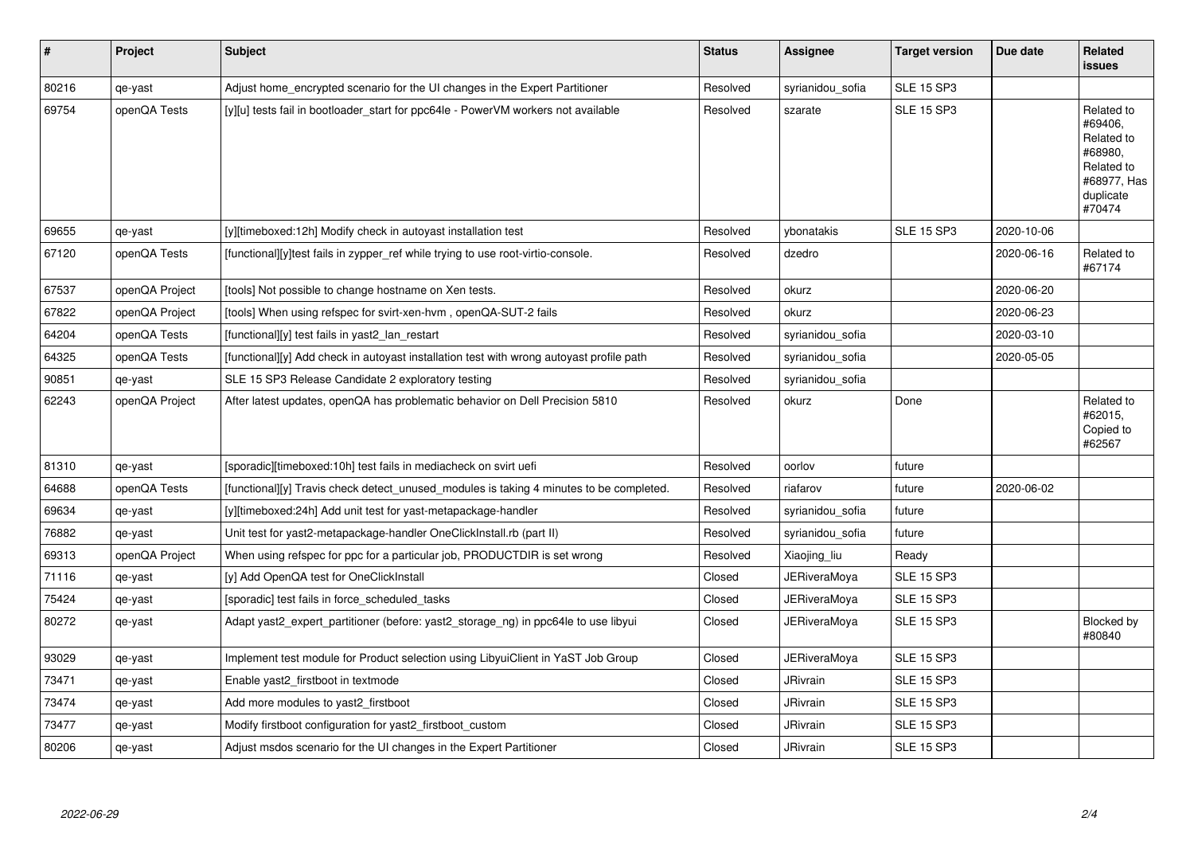| # | Project | Subject | Status | Assignee | Target version | Due date | Related issues |
|---|---|---|---|---|---|---|---|
| 80216 | qe-yast | Adjust home_encrypted scenario for the UI changes in the Expert Partitioner | Resolved | syrianidou_sofia | SLE 15 SP3 | | |
| 69754 | openQA Tests | [y][u] tests fail in bootloader_start for ppc64le - PowerVM workers not available | Resolved | szarate | SLE 15 SP3 | | Related to #69406, Related to #68980, Related to #68977, Has duplicate #70474 |
| 69655 | qe-yast | [y][timeboxed:12h] Modify check in autoyast installation test | Resolved | ybonatakis | SLE 15 SP3 | 2020-10-06 | |
| 67120 | openQA Tests | [functional][y]test fails in zypper_ref while trying to use root-virtio-console. | Resolved | dzedro | | 2020-06-16 | Related to #67174 |
| 67537 | openQA Project | [tools] Not possible to change hostname on Xen tests. | Resolved | okurz | | 2020-06-20 | |
| 67822 | openQA Project | [tools] When using refspec for svirt-xen-hvm , openQA-SUT-2 fails | Resolved | okurz | | 2020-06-23 | |
| 64204 | openQA Tests | [functional][y] test fails in yast2_lan_restart | Resolved | syrianidou_sofia | | 2020-03-10 | |
| 64325 | openQA Tests | [functional][y] Add check in autoyast installation test with wrong autoyast profile path | Resolved | syrianidou_sofia | | 2020-05-05 | |
| 90851 | qe-yast | SLE 15 SP3 Release Candidate 2 exploratory testing | Resolved | syrianidou_sofia | | | |
| 62243 | openQA Project | After latest updates, openQA has problematic behavior on Dell Precision 5810 | Resolved | okurz | Done | | Related to #62015, Copied to #62567 |
| 81310 | qe-yast | [sporadic][timeboxed:10h] test fails in mediacheck on svirt uefi | Resolved | oorlov | future | | |
| 64688 | openQA Tests | [functional][y] Travis check detect_unused_modules is taking 4 minutes to be completed. | Resolved | riafarov | future | 2020-06-02 | |
| 69634 | qe-yast | [y][timeboxed:24h] Add unit test for yast-metapackage-handler | Resolved | syrianidou_sofia | future | | |
| 76882 | qe-yast | Unit test for yast2-metapackage-handler OneClickInstall.rb (part II) | Resolved | syrianidou_sofia | future | | |
| 69313 | openQA Project | When using refspec for ppc for a particular job, PRODUCTDIR is set wrong | Resolved | Xiaojing_liu | Ready | | |
| 71116 | qe-yast | [y] Add OpenQA test for OneClickInstall | Closed | JERiveraMoya | SLE 15 SP3 | | |
| 75424 | qe-yast | [sporadic] test fails in force_scheduled_tasks | Closed | JERiveraMoya | SLE 15 SP3 | | |
| 80272 | qe-yast | Adapt yast2_expert_partitioner (before: yast2_storage_ng) in ppc64le to use libyui | Closed | JERiveraMoya | SLE 15 SP3 | | Blocked by #80840 |
| 93029 | qe-yast | Implement test module for Product selection using LibyuiClient in YaST Job Group | Closed | JERiveraMoya | SLE 15 SP3 | | |
| 73471 | qe-yast | Enable yast2_firstboot in textmode | Closed | JRivrain | SLE 15 SP3 | | |
| 73474 | qe-yast | Add more modules to yast2_firstboot | Closed | JRivrain | SLE 15 SP3 | | |
| 73477 | qe-yast | Modify firstboot configuration for yast2_firstboot_custom | Closed | JRivrain | SLE 15 SP3 | | |
| 80206 | qe-yast | Adjust msdos scenario for the UI changes in the Expert Partitioner | Closed | JRivrain | SLE 15 SP3 | | |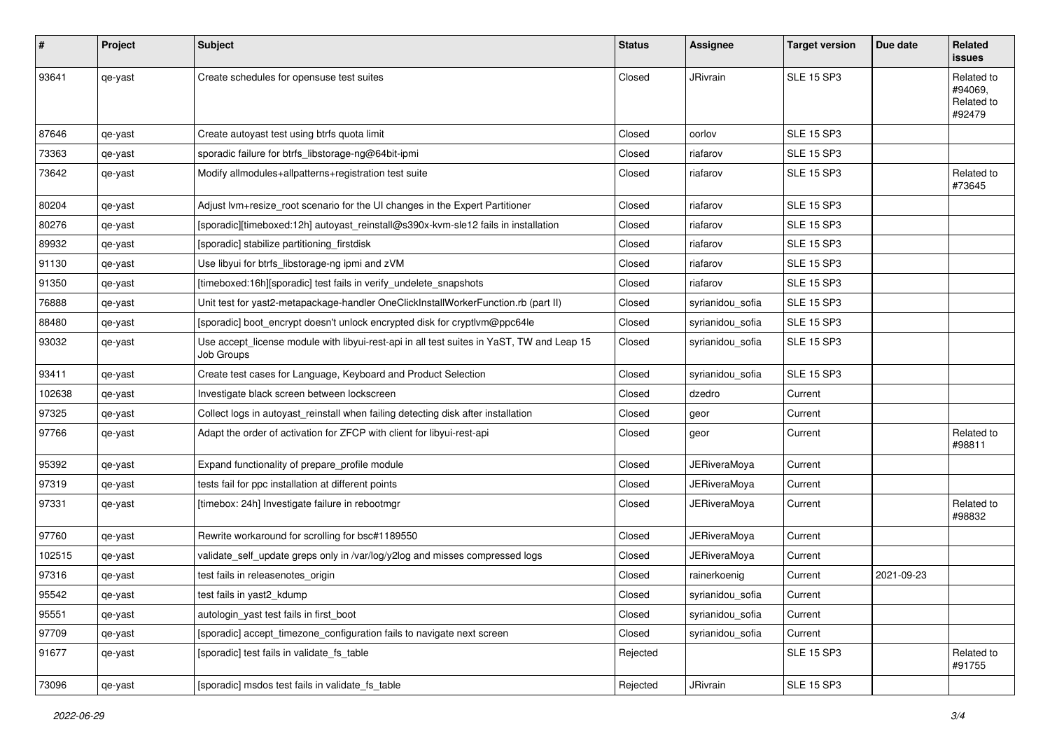| # | Project | Subject | Status | Assignee | Target version | Due date | Related issues |
|---|---|---|---|---|---|---|---|
| 93641 | qe-yast | Create schedules for opensuse test suites | Closed | JRivrain | SLE 15 SP3 | | Related to #94069, Related to #92479 |
| 87646 | qe-yast | Create autoyast test using btrfs quota limit | Closed | oorlov | SLE 15 SP3 | | |
| 73363 | qe-yast | sporadic failure for btrfs_libstorage-ng@64bit-ipmi | Closed | riafarov | SLE 15 SP3 | | |
| 73642 | qe-yast | Modify allmodules+allpatterns+registration test suite | Closed | riafarov | SLE 15 SP3 | | Related to #73645 |
| 80204 | qe-yast | Adjust lvm+resize_root scenario for the UI changes in the Expert Partitioner | Closed | riafarov | SLE 15 SP3 | | |
| 80276 | qe-yast | [sporadic][timeboxed:12h] autoyast_reinstall@s390x-kvm-sle12 fails in installation | Closed | riafarov | SLE 15 SP3 | | |
| 89932 | qe-yast | [sporadic] stabilize partitioning_firstdisk | Closed | riafarov | SLE 15 SP3 | | |
| 91130 | qe-yast | Use libyui for btrfs_libstorage-ng ipmi and zVM | Closed | riafarov | SLE 15 SP3 | | |
| 91350 | qe-yast | [timeboxed:16h][sporadic] test fails in verify_undelete_snapshots | Closed | riafarov | SLE 15 SP3 | | |
| 76888 | qe-yast | Unit test for yast2-metapackage-handler OneClickInstallWorkerFunction.rb (part II) | Closed | syrianidou_sofia | SLE 15 SP3 | | |
| 88480 | qe-yast | [sporadic] boot_encrypt doesn't unlock encrypted disk for cryptlvm@ppc64le | Closed | syrianidou_sofia | SLE 15 SP3 | | |
| 93032 | qe-yast | Use accept_license module with libyui-rest-api in all test suites in YaST, TW and Leap 15 Job Groups | Closed | syrianidou_sofia | SLE 15 SP3 | | |
| 93411 | qe-yast | Create test cases for Language, Keyboard and Product Selection | Closed | syrianidou_sofia | SLE 15 SP3 | | |
| 102638 | qe-yast | Investigate black screen between lockscreen | Closed | dzedro | Current | | |
| 97325 | qe-yast | Collect logs in autoyast_reinstall when failing detecting disk after installation | Closed | geor | Current | | |
| 97766 | qe-yast | Adapt the order of activation for ZFCP with client for libyui-rest-api | Closed | geor | Current | | Related to #98811 |
| 95392 | qe-yast | Expand functionality of prepare_profile module | Closed | JERiveraMoya | Current | | |
| 97319 | qe-yast | tests fail for ppc installation at different points | Closed | JERiveraMoya | Current | | |
| 97331 | qe-yast | [timebox: 24h] Investigate failure in rebootmgr | Closed | JERiveraMoya | Current | | Related to #98832 |
| 97760 | qe-yast | Rewrite workaround for scrolling for bsc#1189550 | Closed | JERiveraMoya | Current | | |
| 102515 | qe-yast | validate_self_update greps only in /var/log/y2log and misses compressed logs | Closed | JERiveraMoya | Current | | |
| 97316 | qe-yast | test fails in releasenotes_origin | Closed | rainerkoenig | Current | 2021-09-23 | |
| 95542 | qe-yast | test fails in yast2_kdump | Closed | syrianidou_sofia | Current | | |
| 95551 | qe-yast | autologin_yast test fails in first_boot | Closed | syrianidou_sofia | Current | | |
| 97709 | qe-yast | [sporadic] accept_timezone_configuration fails to navigate next screen | Closed | syrianidou_sofia | Current | | |
| 91677 | qe-yast | [sporadic] test fails in validate_fs_table | Rejected | | SLE 15 SP3 | | Related to #91755 |
| 73096 | qe-yast | [sporadic] msdos test fails in validate_fs_table | Rejected | JRivrain | SLE 15 SP3 | | |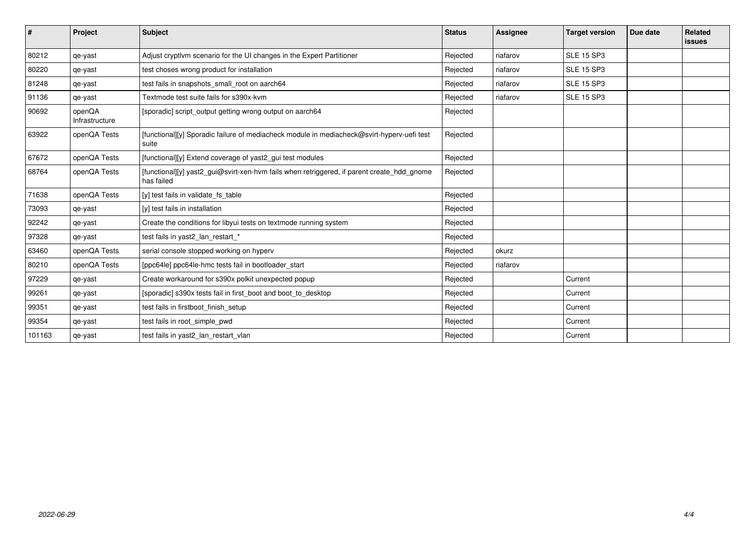| # | Project | Subject | Status | Assignee | Target version | Due date | Related issues |
|---|---|---|---|---|---|---|---|
| 80212 | qe-yast | Adjust cryptlvm scenario for the UI changes in the Expert Partitioner | Rejected | riafarov | SLE 15 SP3 | | |
| 80220 | qe-yast | test choses wrong product for installation | Rejected | riafarov | SLE 15 SP3 | | |
| 81248 | qe-yast | test fails in snapshots_small_root on aarch64 | Rejected | riafarov | SLE 15 SP3 | | |
| 91136 | qe-yast | Textmode test suite fails for s390x-kvm | Rejected | riafarov | SLE 15 SP3 | | |
| 90692 | openQA Infrastructure | [sporadic] script_output getting wrong output on aarch64 | Rejected | | | | |
| 63922 | openQA Tests | [functional][y] Sporadic failure of mediacheck module in mediacheck@svirt-hyperv-uefi test suite | Rejected | | | | |
| 67672 | openQA Tests | [functional][y] Extend coverage of yast2_gui test modules | Rejected | | | | |
| 68764 | openQA Tests | [functional][y] yast2_gui@svirt-xen-hvm fails when retriggered, if parent create_hdd_gnome has failed | Rejected | | | | |
| 71638 | openQA Tests | [y] test fails in validate_fs_table | Rejected | | | | |
| 73093 | qe-yast | [y] test fails in installation | Rejected | | | | |
| 92242 | qe-yast | Create the conditions for libyui tests on textmode running system | Rejected | | | | |
| 97328 | qe-yast | test fails in yast2_lan_restart_* | Rejected | | | | |
| 63460 | openQA Tests | serial console stopped working on hyperv | Rejected | okurz | | | |
| 80210 | openQA Tests | [ppc64le] ppc64le-hmc tests fail in bootloader_start | Rejected | riafarov | | | |
| 97229 | qe-yast | Create workaround for s390x polkit unexpected popup | Rejected | | Current | | |
| 99261 | qe-yast | [sporadic] s390x tests fail in first_boot and boot_to_desktop | Rejected | | Current | | |
| 99351 | qe-yast | test fails in firstboot_finish_setup | Rejected | | Current | | |
| 99354 | qe-yast | test fails in root_simple_pwd | Rejected | | Current | | |
| 101163 | qe-yast | test fails in yast2_lan_restart_vlan | Rejected | | Current | | |